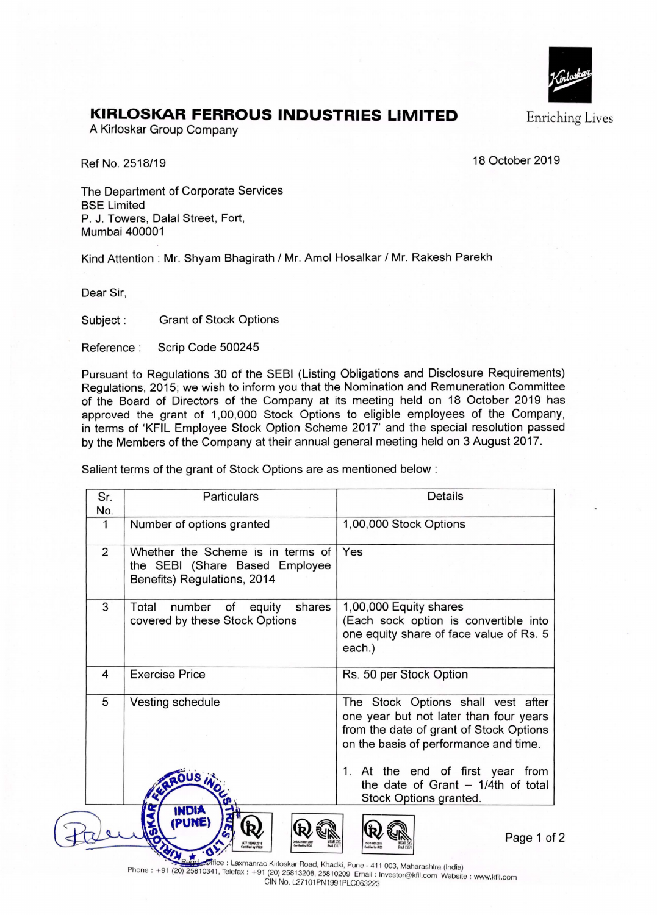# KIRLOSKAR FERROUS INDUSTRIES LIMITED

A Kirloskar Group Company

Enriching Lives

Ref No. 2518/19

18 October 2019

The Department of Corporate Services
BSE Limited
P. J. Towers, Dalal Street, Fort,
Mumbai 400001

Kind Attention : Mr. Shyam Bhagirath / Mr. Amol Hosalkar / Mr. Rakesh Parekh

Dear Sir,

Subject : Grant of Stock Options

Reference : Scrip Code 500245

Pursuant to Regulations 30 of the SEBI (Listing Obligations and Disclosure Requirements) Regulations, 2015; we wish to inform you that the Nomination and Remuneration Committee of the Board of Directors of the Company at its meeting held on 18 October 2019 has approved the grant of 1,00,000 Stock Options to eligible employees of the Company, in terms of 'KFIL Employee Stock Option Scheme 2017' and the special resolution passed by the Members of the Company at their annual general meeting held on 3 August 2017.

Salient terms of the grant of Stock Options are as mentioned below :

| Sr. No. | Particulars | Details |
|---|---|---|
| 1 | Number of options granted | 1,00,000 Stock Options |
| 2 | Whether the Scheme is in terms of the SEBI (Share Based Employee Benefits) Regulations, 2014 | Yes |
| 3 | Total number of equity shares covered by these Stock Options | 1,00,000 Equity shares (Each sock option is convertible into one equity share of face value of Rs. 5 each.) |
| 4 | Exercise Price | Rs. 50 per Stock Option |
| 5 | Vesting schedule | The Stock Options shall vest after one year but not later than four years from the date of grant of Stock Options on the basis of performance and time.<br><br>1. At the end of first year from the date of Grant – 1/4th of total Stock Options granted. |

Regd. Office : Laxmanrao Kirloskar Road, Khadki, Pune - 411 003, Maharashtra (India)
Phone : +91 (20) 25810341, Telefax : +91 (20) 25813208, 25810209 Email : Investor@kfil.com Website : www.kfil.com
CIN No. L27101PN1991PLC063223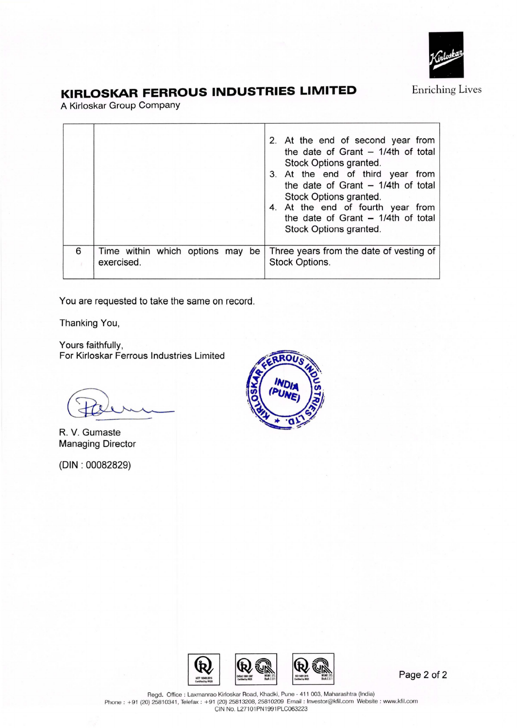**KIRLOSKAR FERROUS INDUSTRIES LIMITED**

A Kirloskar Group Company

Enriching Lives

| | | |
|---|---|---|
| | | 2. At the end of second year from the date of Grant – 1/4th of total Stock Options granted.<br>3. At the end of third year from the date of Grant – 1/4th of total Stock Options granted.<br>4. At the end of fourth year from the date of Grant – 1/4th of total Stock Options granted. |
| 6 | Time within which options may be exercised. | Three years from the date of vesting of Stock Options. |

You are requested to take the same on record.

Thanking You,

Yours faithfully,
For Kirloskar Ferrous Industries Limited

R. V. Gumaste
Managing Director

(DIN : 00082829)

Regd. Office : Laxmanrao Kirloskar Road, Khadki, Pune - 411 003, Maharashtra (India)
Phone : +91 (20) 25810341, Telefax : +91 (20) 25813208, 25810209 Email : Investor@kfil.com Website : www.kfil.com
CIN No. L27101PN1991PLC063223